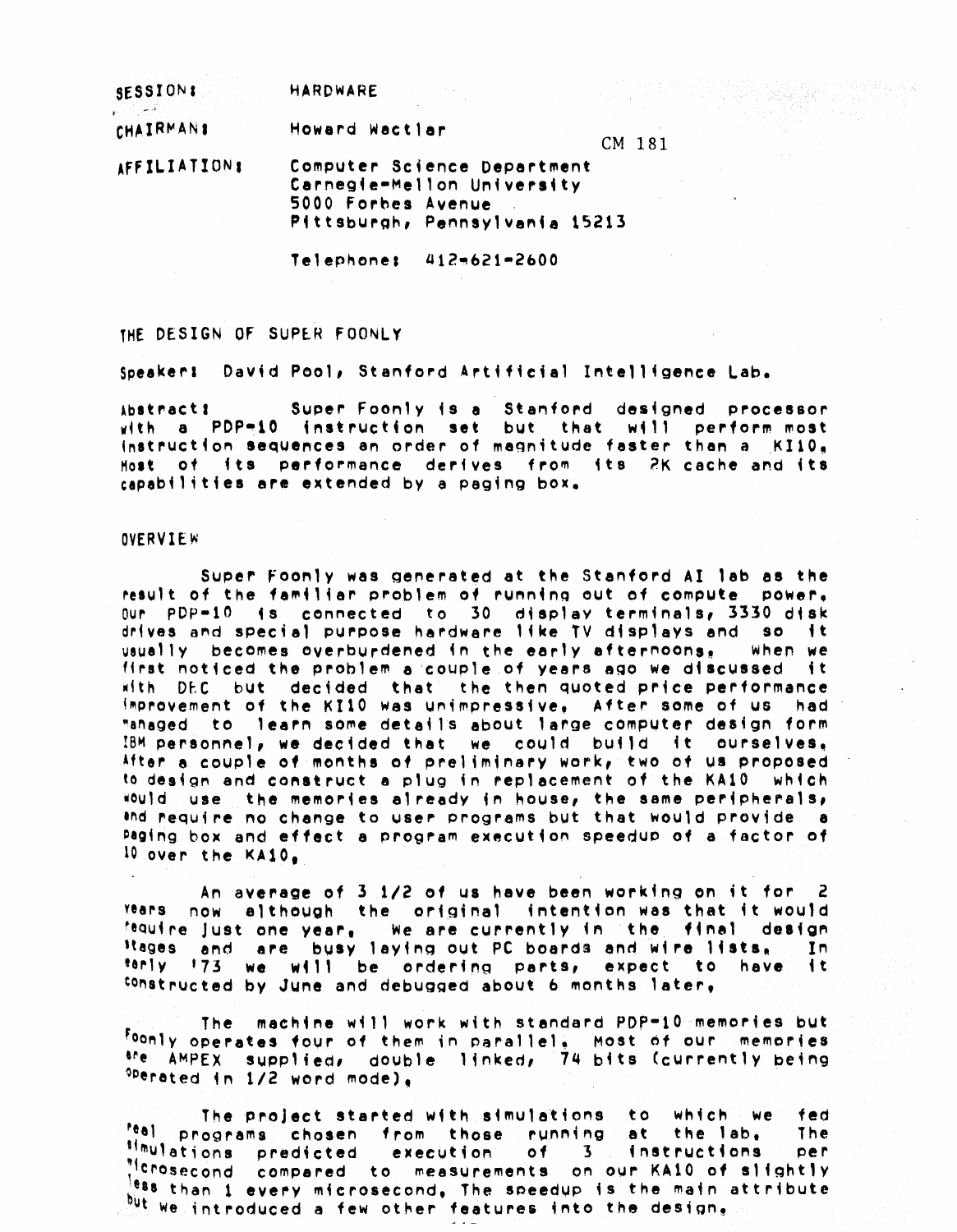SESSION: HARDWARE

CHAIRMAN: Howard Wactlar

CM 181

AFFILIATION: Computer Science Department
Carnegie-Mellon University
5000 Forbes Avenue
Pittsburgh, Pennsylvania 15213

Telephone: 412-621-2600

## THE DESIGN OF SUPER FOONLY

Speaker: David Pool, Stanford Artificial Intelligence Lab.

Abstract: Super Foonly is a Stanford designed processor with a PDP-10 instruction set but that will perform most instruction sequences an order of magnitude faster than a KI10. Most of its performance derives from its 2K cache and its capabilities are extended by a paging box.

### OVERVIEW

Super Foonly was generated at the Stanford AI lab as the result of the familiar problem of running out of compute power. Our PDP-10 is connected to 30 display terminals, 3330 disk drives and special purpose hardware like TV displays and so it usually becomes overburdened in the early afternoons. When we first noticed the problem a couple of years ago we discussed it with DEC but decided that the then quoted price performance improvement of the KI10 was unimpressive. After some of us had managed to learn some details about large computer design form IBM personnel, we decided that we could build it ourselves. After a couple of months of preliminary work, two of us proposed to design and construct a plug in replacement of the KA10 which would use the memories already in house, the same peripherals, and require no change to user programs but that would provide a paging box and effect a program execution speedup of a factor of 10 over the KA10.

An average of 3 1/2 of us have been working on it for 2 years now although the original intention was that it would require just one year. We are currently in the final design stages and are busy laying out PC boards and wire lists. In early '73 we will be ordering parts, expect to have it constructed by June and debugged about 6 months later.

The machine will work with standard PDP-10 memories but Foonly operates four of them in parallel. Most of our memories are AMPEX supplied, double linked, 74 bits (currently being operated in 1/2 word mode).

The project started with simulations to which we fed real programs chosen from those running at the lab. The simulations predicted execution of 3 instructions per microsecond compared to measurements on our KA10 of slightly less than 1 every microsecond. The speedup is the main attribute but we introduced a few other features into the design.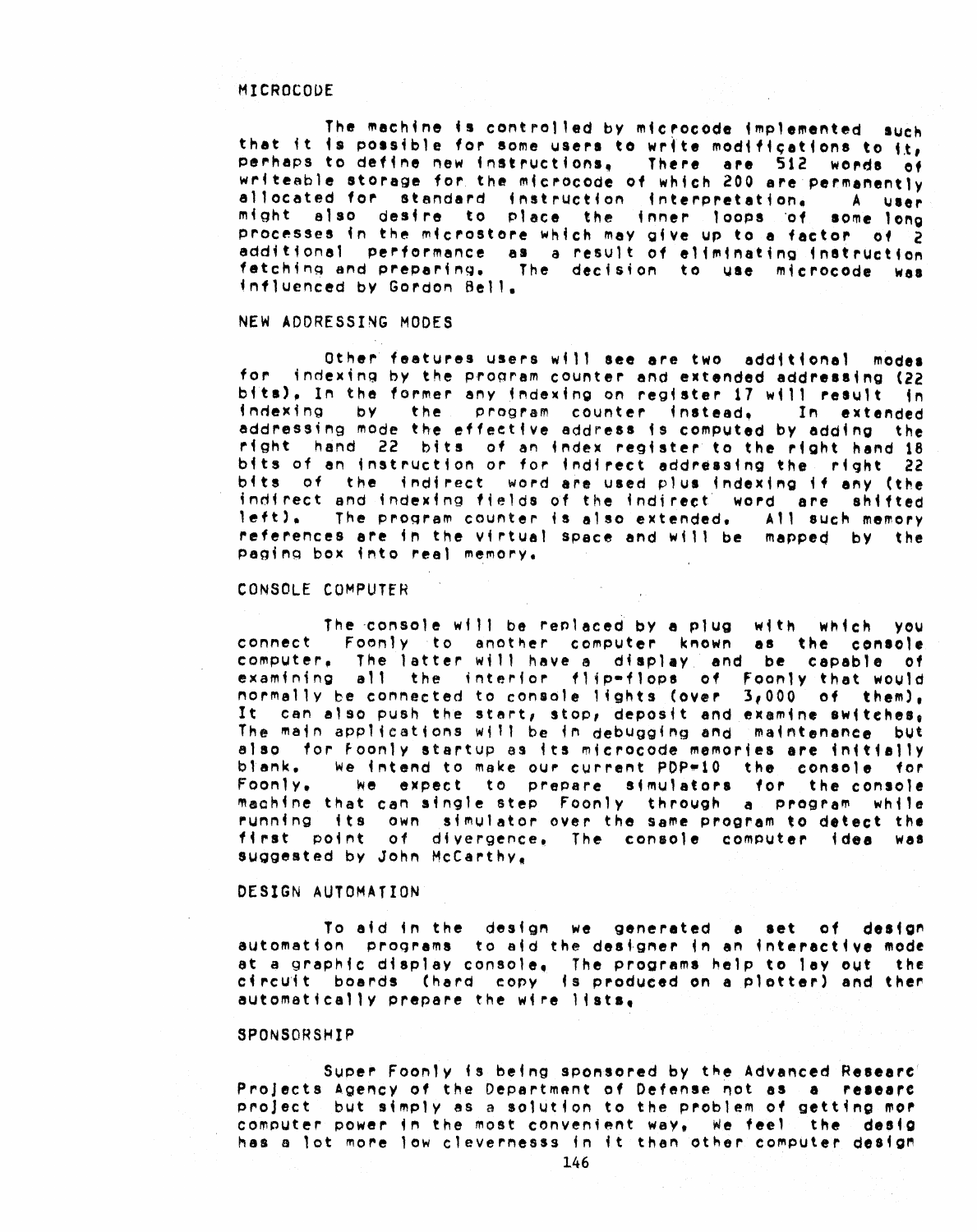## MICROCODE

The machine is controlled by microcode implemented such that it is possible for some users to write modifications to it, perhaps to define new instructions. There are 512 words of writeable storage for the microcode of which 200 are permanently allocated for standard instruction interpretation. A user might also desire to place the inner loops of some long processes in the microstore which may give up to a factor of 2 additional performance as a result of eliminating instruction fetching and preparing. The decision to use microcode was influenced by Gordon Bell.

## NEW ADDRESSING MODES

Other features users will see are two additional modes for indexing by the program counter and extended addressing (22 bits). In the former any indexing on register 17 will result in indexing by the program counter instead. In extended addressing mode the effective address is computed by adding the right hand 22 bits of an index register to the right hand 18 bits of an instruction or for indirect addressing the right 22 bits of the indirect word are used plus indexing if any (the indirect and indexing fields of the indirect word are shifted left). The program counter is also extended. All such memory references are in the virtual space and will be mapped by the paging box into real memory.

## CONSOLE COMPUTER

The console will be replaced by a plug with which you connect Foonly to another computer known as the console computer. The latter will have a display and be capable of examining all the interior flip-flops of Foonly that would normally be connected to console lights (over 3,000 of them). It can also push the start, stop, deposit and examine switches. The main applications will be in debugging and maintenance but also for Foonly startup as its microcode memories are initially blank. We intend to make our current PDP-10 the console for Foonly. We expect to prepare simulators for the console machine that can single step Foonly through a program while running its own simulator over the same program to detect the first point of divergence. The console computer idea was suggested by John McCarthy.

## DESIGN AUTOMATION

To aid in the design we generated a set of design automation programs to aid the designer in an interactive mode at a graphic display console. The programs help to lay out the circuit boards (hard copy is produced on a plotter) and then automatically prepare the wire lists.

## SPONSORSHIP

Super Foonly is being sponsored by the Advanced Researc Projects Agency of the Department of Defense not as a researc project but simply as a solution to the problem of getting mor computer power in the most convenient way. We feel the desig has a lot more low clevernesss in it than other computer design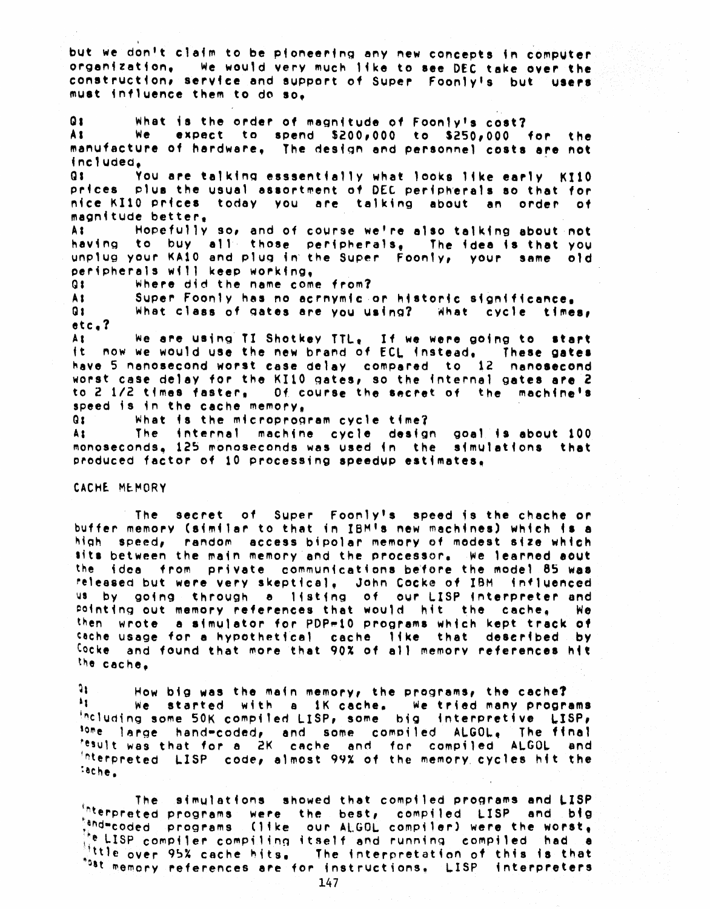but we don't claim to be pioneering any new concepts in computer organization. We would very much like to see DEC take over the construction, service and support of Super Foonly's but users must influence them to do so.

Q: What is the order of magnitude of Foonly's cost?
A: We expect to spend $200,000 to $250,000 for the manufacture of hardware. The design and personnel costs are not included.
Q: You are talking esssentially what looks like early KI10 prices plus the usual assortment of DEC peripherals so that for nice KI10 prices today you are talking about an order of magnitude better.
A: Hopefully so, and of course we're also talking about not having to buy all those peripherals. The idea is that you unplug your KA10 and plug in the Super Foonly, your same old peripherals will keep working.
Q: Where did the name come from?
A: Super Foonly has no acrnymic or historic significance.
Q: What class of gates are you using? What cycle times, etc.?
A: We are using TI Shotkey TTL. If we were going to start it now we would use the new brand of ECL instead. These gates have 5 nanosecond worst case delay compared to 12 nanosecond worst case delay for the KI10 gates, so the internal gates are 2 to 2 1/2 times faster. Of course the secret of the machine's speed is in the cache memory.
Q: What is the microprogram cycle time?
A: The internal machine cycle design goal is about 100 monoseconds. 125 monoseconds was used in the simulations that produced factor of 10 processing speedup estimates.

## CACHE MEMORY

The secret of Super Foonly's speed is the chache or buffer memory (similar to that in IBM's new machines) which is a high speed, random access bipolar memory of modest size which sits between the main memory and the processor. We learned aout the idea from private communications before the model 85 was released but were very skeptical. John Cocke of IBM influenced us by going through a listing of our LISP interpreter and pointing out memory references that would hit the cache. We then wrote a simulator for PDP-10 programs which kept track of cache usage for a hypothetical cache like that described by Cocke and found that more that 90% of all memory references hit the cache.

Q: How big was the main memory, the programs, the cache?
A: We started with a 1K cache. We tried many programs including some 50K compiled LISP, some big interpretive LISP, some large hand-coded, and some compiled ALGOL. The final result was that for a 2K cache and for compiled ALGOL and interpreted LISP code, almost 99% of the memory cycles hit the cache.

The simulations showed that compiled programs and LISP interpreted programs were the best, compiled LISP and big hand-coded programs (like our ALGOL compiler) were the worst. The LISP compiler compiling itself and running compiled had a little over 95% cache hits. The interpretation of this is that most memory references are for instructions. LISP interpreters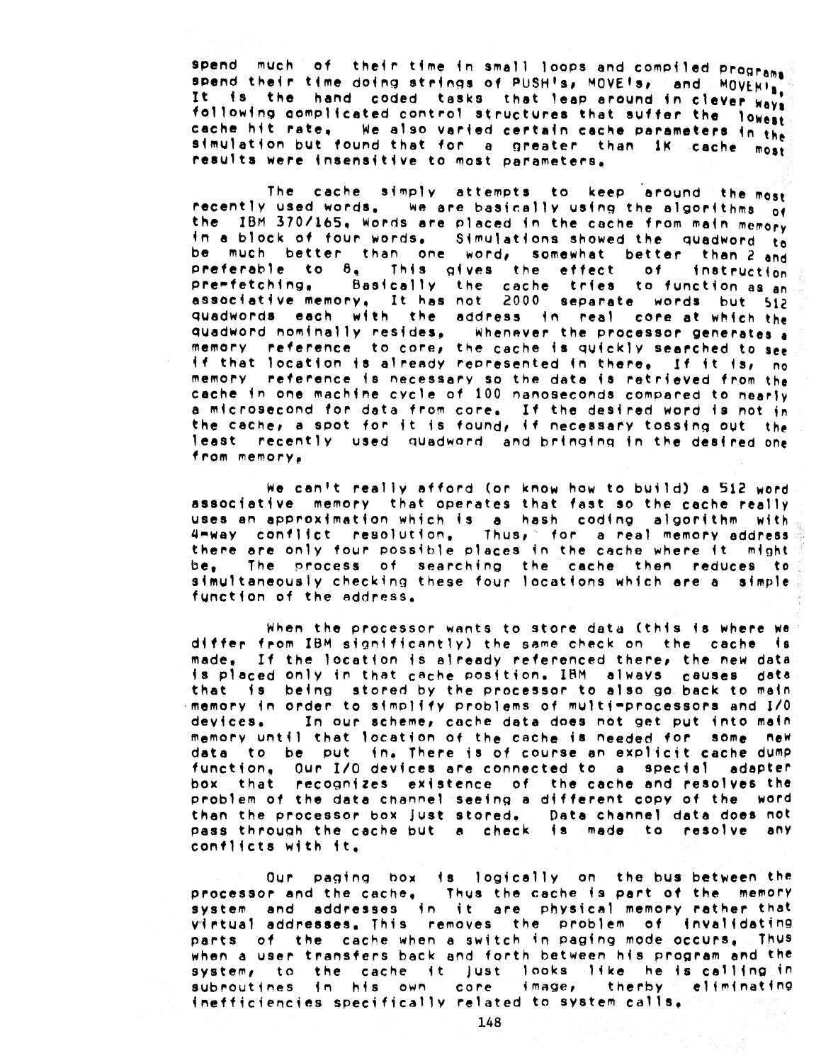spend much of their time in small loops and compiled programs spend their time doing strings of PUSH's, MOVE's, and MOVEM's. It is the hand coded tasks that leap around in clever ways following complicated control structures that suffer the lowest cache hit rate. We also varied certain cache parameters in the simulation but found that for a greater than 1K cache most results were insensitive to most parameters.

The cache simply attempts to keep around the most recently used words. We are basically using the algorithms of the IBM 370/165. Words are placed in the cache from main memory in a block of four words. Simulations showed the quadword to be much better than one word, somewhat better than 2 and preferable to 8. This gives the effect of instruction pre-fetching. Basically the cache tries to function as an associative memory. It has not 2000 separate words but 512 quadwords each with the address in real core at which the quadword nominally resides. Whenever the processor generates a memory reference to core, the cache is quickly searched to see if that location is already represented in there. If it is, no memory reference is necessary so the data is retrieved from the cache in one machine cycle of 100 nanoseconds compared to nearly a microsecond for data from core. If the desired word is not in the cache, a spot for it is found, if necessary tossing out the least recently used quadword and bringing in the desired one from memory.

We can't really afford (or know how to build) a 512 word associative memory that operates that fast so the cache really uses an approximation which is a hash coding algorithm with 4-way conflict resolution. Thus, for a real memory address there are only four possible places in the cache where it might be. The process of searching the cache then reduces to simultaneously checking these four locations which are a simple function of the address.

When the processor wants to store data (this is where we differ from IBM significantly) the same check on the cache is made. If the location is already referenced there, the new data is placed only in that cache position. IBM always causes data that is being stored by the processor to also go back to main memory in order to simplify problems of multi-processors and I/O devices. In our scheme, cache data does not get put into main memory until that location of the cache is needed for some new data to be put in. There is of course an explicit cache dump function. Our I/O devices are connected to a special adapter box that recognizes existence of the cache and resolves the problem of the data channel seeing a different copy of the word than the processor box just stored. Data channel data does not pass through the cache but a check is made to resolve any conflicts with it.

Our paging box is logically on the bus between the processor and the cache. Thus the cache is part of the memory system and addresses in it are physical memory rather that virtual addresses. This removes the problem of invalidating parts of the cache when a switch in paging mode occurs. Thus when a user transfers back and forth between his program and the system, to the cache it just looks like he is calling in subroutines in his own core image, therby eliminating inefficiencies specifically related to system calls.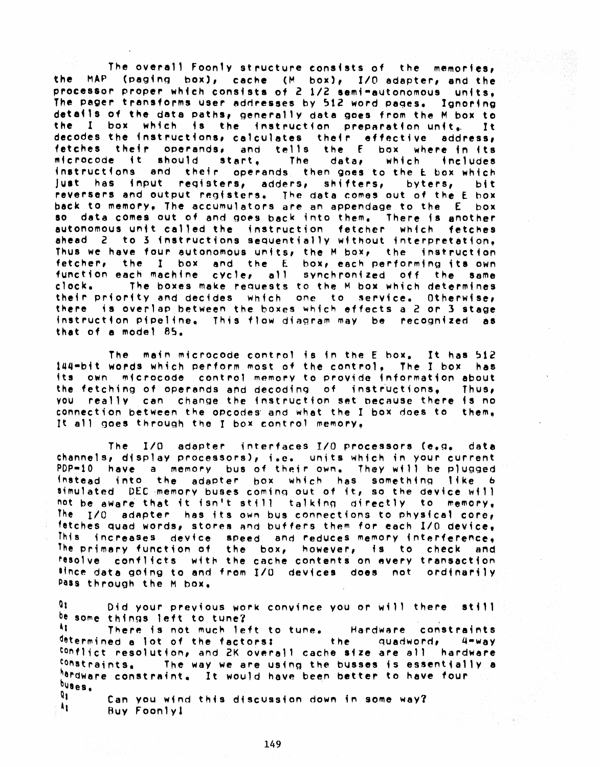The overall Foonly structure consists of the memories, the MAP (paging box), cache (M box), I/O adapter, and the processor proper which consists of 2 1/2 semi-autonomous units. The pager transforms user addresses by 512 word pages. Ignoring details of the data paths, generally data goes from the M box to the I box which is the instruction preparation unit. It decodes the instructions, calculates their effective address, fetches their operands, and tells the F box where in its microcode it should start. The data, which includes instructions and their operands then goes to the E box which just has input registers, adders, shifters, byters, bit reversers and output registers. The data comes out of the E box back to memory. The accumulators are an appendage to the E box so data comes out of and goes back into them. There is another autonomous unit called the instruction fetcher which fetches ahead 2 to 3 instructions sequentially without interpretation. Thus we have four autonomous units, the M box, the instruction fetcher, the I box and the E box, each performing its own function each machine cycle, all synchronized off the same clock. The boxes make requests to the M box which determines their priority and decides which one to service. Otherwise, there is overlap between the boxes which effects a 2 or 3 stage instruction pipeline. This flow diagram may be recognized as that of a model 85.

The main microcode control is in the E box. It has 512 144-bit words which perform most of the control. The I box has its own microcode control memory to provide information about the fetching of operands and decoding of instructions. Thus, you really can change the instruction set because there is no connection between the opcodes and what the I box does to them. It all goes through the I box control memory.

The I/O adapter interfaces I/O processors (e.g. data channels, display processors), i.e. units which in your current PDP-10 have a memory bus of their own. They will be plugged instead into the adapter box which has something like 6 simulated DEC memory buses coming out of it, so the device will not be aware that it isn't still talking directly to memory. The I/O adapter has its own bus connections to physical core, fetches quad words, stores and buffers them for each I/O device. This increases device speed and reduces memory interference. The primary function of the box, however, is to check and resolve conflicts with the cache contents on every transaction since data going to and from I/O devices does not ordinarily pass through the M box.

Q: Did your previous work convince you or will there still be some things left to tune?

A: There is not much left to tune. Hardware constraints determined a lot of the factors: the quadword, 4-way conflict resolution, and 2K overall cache size are all hardware constraints. The way we are using the busses is essentially a hardware constraint. It would have been better to have four buses.

Q: Can you wind this discussion down in some way?

A: Buy Foonly!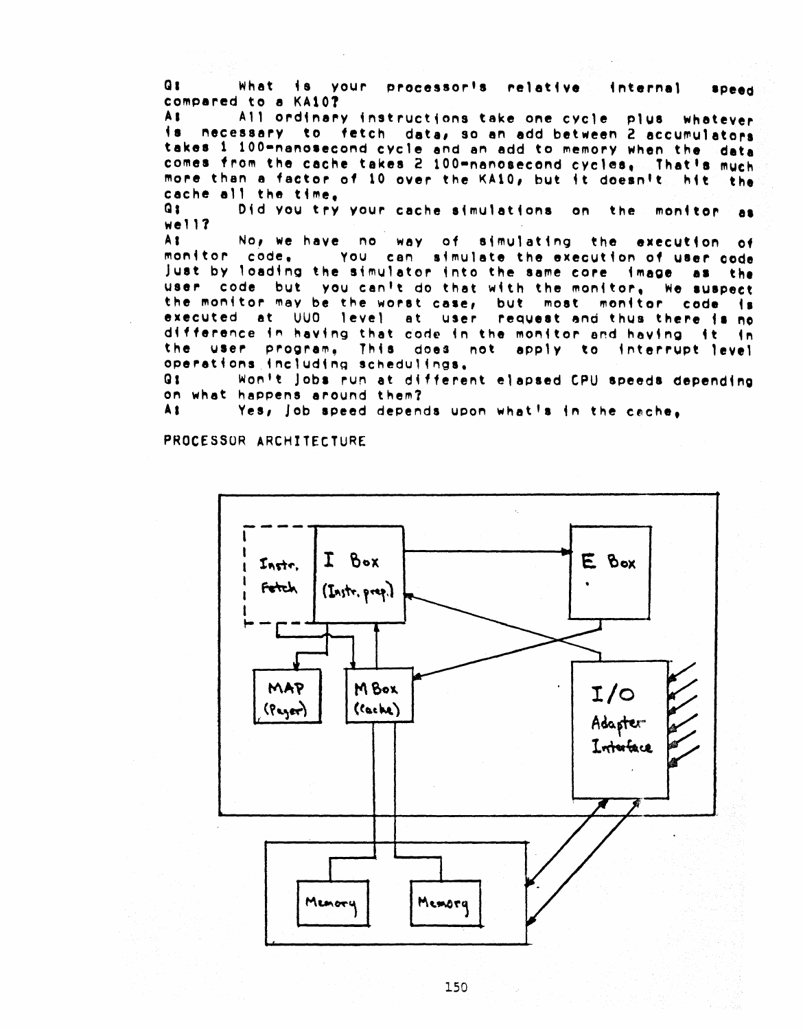Q: What is your processor's relative internal speed compared to a KA10?

A: All ordinary instructions take one cycle plus whatever is necessary to fetch data, so an add between 2 accumulators takes 1 100-nanosecond cycle and an add to memory when the data comes from the cache takes 2 100-nanosecond cycles. That's much more than a factor of 10 over the KA10, but it doesn't hit the cache all the time.

Q: Did you try your cache simulations on the monitor as well?

A: No, we have no way of simulating the execution of monitor code. You can simulate the execution of user code just by loading the simulator into the same core image as the user code but you can't do that with the monitor. We suspect the monitor may be the worst case, but most monitor code is executed at UUO level at user request and thus there is no difference in having that code in the monitor and having it in the user program. This does not apply to interrupt level operations including schedulings.

Q: Won't jobs run at different elapsed CPU speeds depending on what happens around them?

A: Yes, job speed depends upon what's in the cache.

PROCESSOR ARCHITECTURE

Instr. Fetch | I Box (Instr. prep.) | E Box | MAP (Pager) | M Box (Cache) | I/O Adapter Interface | Memory | Memory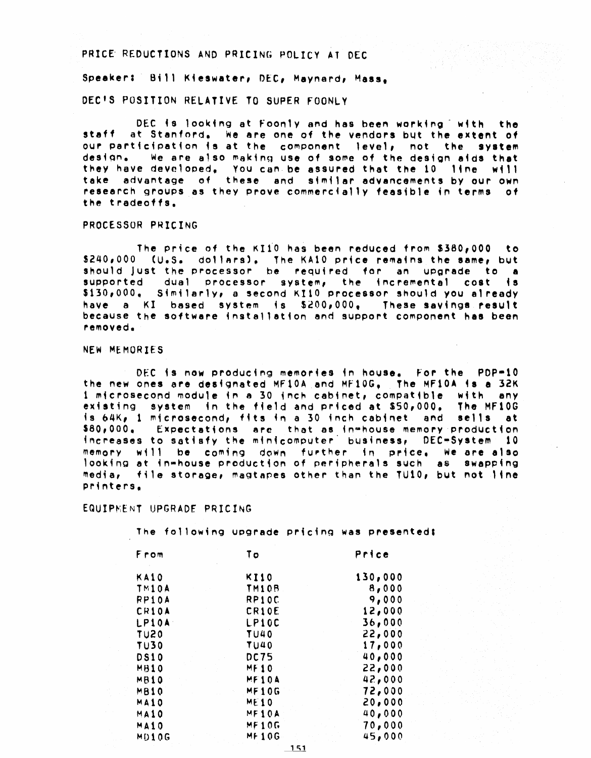## PRICE REDUCTIONS AND PRICING POLICY AT DEC

Speaker: Bill Kieswater, DEC, Maynard, Mass.

### DEC'S POSITION RELATIVE TO SUPER FOONLY

DEC is looking at Foonly and has been working with the staff at Stanford. We are one of the vendors but the extent of our participation is at the component level, not the system design. We are also making use of some of the design aids that they have developed. You can be assured that the 10 line will take advantage of these and similar advancements by our own research groups as they prove commercially feasible in terms of the tradeoffs.

### PROCESSOR PRICING

The price of the KI10 has been reduced from $380,000 to $240,000 (U.S. dollars). The KA10 price remains the same, but should just the processor be required for an upgrade to a supported dual processor system, the incremental cost is $130,000. Similarly, a second KI10 processor should you already have a KI based system is $200,000. These savings result because the software installation and support component has been removed.

### NEW MEMORIES

DEC is now producing memories in house. For the PDP-10 the new ones are designated MF10A and MF10G. The MF10A is a 32K 1 microsecond module in a 30 inch cabinet, compatible with any existing system in the field and priced at $50,000. The MF10G is 64K, 1 microsecond, fits in a 30 inch cabinet and sells at $80,000. Expectations are that as in-house memory production increases to satisfy the minicomputer business, DEC-System 10 memory will be coming down further in price. We are also looking at in-house production of peripherals such as swapping media, file storage, magtapes other than the TU10, but not line printers.

### EQUIPMENT UPGRADE PRICING

The following upgrade pricing was presented:

| From | To | Price |
|---|---|---|
| KA10 | KI10 | 130,000 |
| TM10A | TM10B | 8,000 |
| RP10A | RP10C | 9,000 |
| CR10A | CR10E | 12,000 |
| LP10A | LP10C | 36,000 |
| TU20 | TU40 | 22,000 |
| TU30 | TU40 | 17,000 |
| DS10 | DC75 | 40,000 |
| MB10 | MF10 | 22,000 |
| MB10 | MF10A | 42,000 |
| MB10 | MF10G | 72,000 |
| MA10 | ME10 | 20,000 |
| MA10 | MF10A | 40,000 |
| MA10 | MF10G | 70,000 |
| MD10G | MF10G | 45,000 |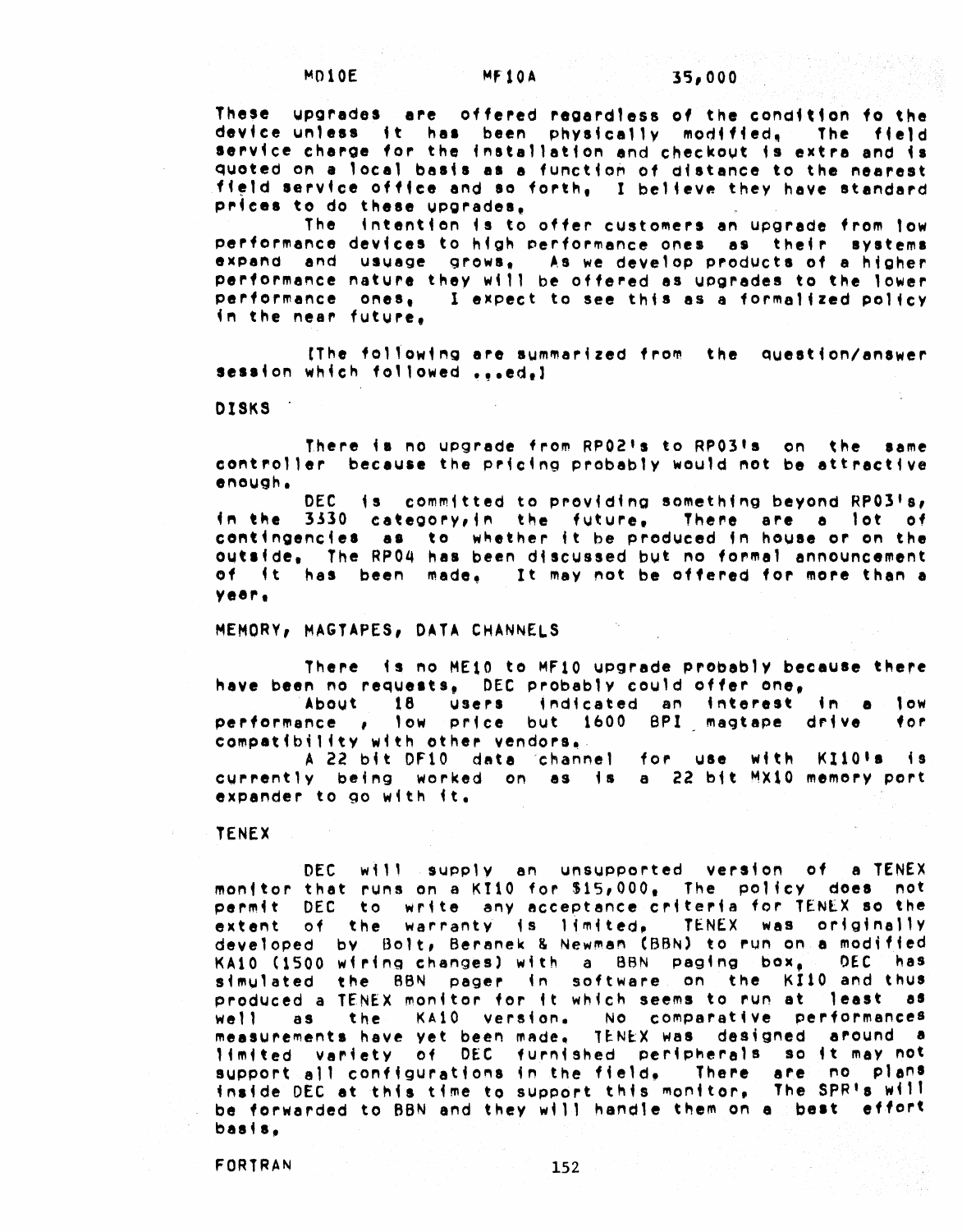| MD10E | MF10A | 35,000 |
|---|---|---|

These upgrades are offered regardless of the condition fo the device unless it has been physically modified. The field service charge for the installation and checkout is extra and is quoted on a local basis as a function of distance to the nearest field service office and so forth. I believe they have standard prices to do these upgrades.

The intention is to offer customers an upgrade from low performance devices to high performance ones as their systems expand and usuage grows. As we develop products of a higher performance nature they will be offered as upgrades to the lower performance ones. I expect to see this as a formalized policy in the near future.

[The following are summarized from the question/answer session which followed ...ed.]

## DISKS

There is no upgrade from RP02's to RP03's on the same controller because the pricing probably would not be attractive enough.

DEC is committed to providing something beyond RP03's, in the 3330 category, in the future. There are a lot of contingencies as to whether it be produced in house or on the outside. The RP04 has been discussed but no formal announcement of it has been made. It may not be offered for more than a year.

## MEMORY, MAGTAPES, DATA CHANNELS

There is no ME10 to MF10 upgrade probably because there have been no requests. DEC probably could offer one.

About 18 users indicated an interest in a low performance , low price but 1600 BPI magtape drive for compatibility with other vendors.

A 22 bit DF10 data channel for use with KI10's is currently being worked on as is a 22 bit MX10 memory port expander to go with it.

## TENEX

DEC will supply an unsupported version of a TENEX monitor that runs on a KI10 for $15,000. The policy does not permit DEC to write any acceptance criteria for TENEX so the extent of the warranty is limited. TENEX was originally developed by Bolt, Beranek & Newman (BBN) to run on a modified KA10 (1500 wiring changes) with a BBN paging box. DEC has simulated the BBN pager in software on the KI10 and thus produced a TENEX monitor for it which seems to run at least as well as the KA10 version. No comparative performances measurements have yet been made. TENEX was designed around a limited variety of DEC furnished peripherals so it may not support all configurations in the field. There are no plans inside DEC at this time to support this monitor. The SPR's will be forwarded to BBN and they will handle them on a best effort basis.

## FORTRAN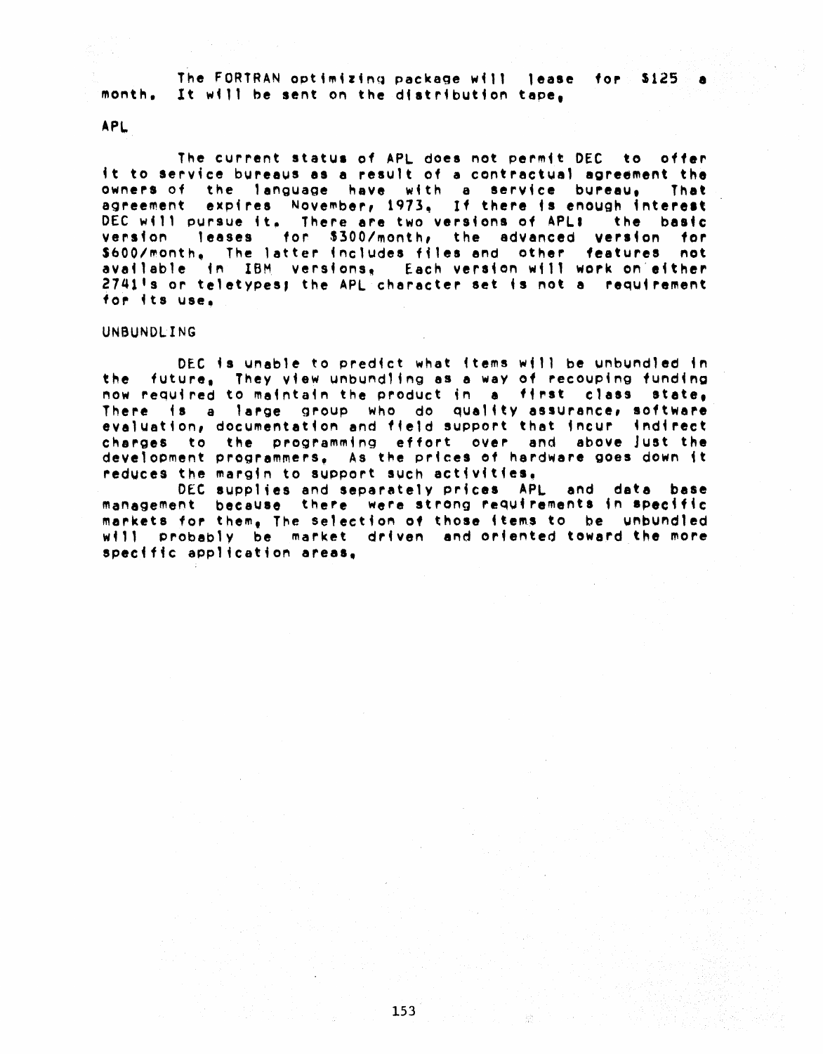The FORTRAN optimizing package will lease for $125 a month. It will be sent on the distribution tape.

APL

The current status of APL does not permit DEC to offer it to service bureaus as a result of a contractual agreement the owners of the language have with a service bureau. That agreement expires November, 1973. If there is enough interest DEC will pursue it. There are two versions of APL: the basic version leases for $300/month, the advanced version for $600/month. The latter includes files and other features not available in IBM versions. Each version will work on either 2741's or teletypes; the APL character set is not a requirement for its use.

UNBUNDLING

DEC is unable to predict what items will be unbundled in the future. They view unbundling as a way of recouping funding now required to maintain the product in a first class state. There is a large group who do quality assurance, software evaluation, documentation and field support that incur indirect charges to the programming effort over and above just the development programmers. As the prices of hardware goes down it reduces the margin to support such activities.

DEC supplies and separately prices APL and data base management because there were strong requirements in specific markets for them. The selection of those items to be unbundled will probably be market driven and oriented toward the more specific application areas.